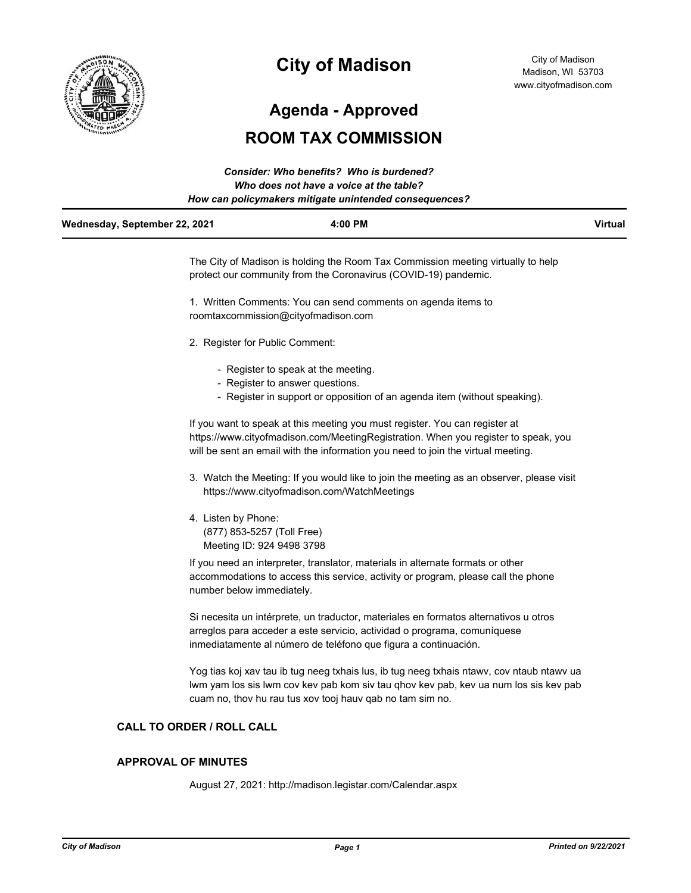# City of Madison

City of Madison
Madison, WI 53703
www.cityofmadison.com

## Agenda - Approved

## ROOM TAX COMMISSION

***Consider: Who benefits? Who is burdened?***
***Who does not have a voice at the table?***
***How can policymakers mitigate unintended consequences?***

**Wednesday, September 22, 2021** **4:00 PM** **Virtual**

The City of Madison is holding the Room Tax Commission meeting virtually to help protect our community from the Coronavirus (COVID-19) pandemic.

1. Written Comments: You can send comments on agenda items to roomtaxcommission@cityofmadison.com

2. Register for Public Comment:

   - Register to speak at the meeting.
   - Register to answer questions.
   - Register in support or opposition of an agenda item (without speaking).

If you want to speak at this meeting you must register. You can register at https://www.cityofmadison.com/MeetingRegistration. When you register to speak, you will be sent an email with the information you need to join the virtual meeting.

3. Watch the Meeting: If you would like to join the meeting as an observer, please visit https://www.cityofmadison.com/WatchMeetings

4. Listen by Phone:
   (877) 853-5257 (Toll Free)
   Meeting ID: 924 9498 3798

If you need an interpreter, translator, materials in alternate formats or other accommodations to access this service, activity or program, please call the phone number below immediately.

Si necesita un intérprete, un traductor, materiales en formatos alternativos u otros arreglos para acceder a este servicio, actividad o programa, comuníquese inmediatamente al número de teléfono que figura a continuación.

Yog tias koj xav tau ib tug neeg txhais lus, ib tug neeg txhais ntawv, cov ntaub ntawv ua lwm yam los sis lwm cov kev pab kom siv tau qhov kev pab, kev ua num los sis kev pab cuam no, thov hu rau tus xov tooj hauv qab no tam sim no.

### CALL TO ORDER / ROLL CALL

### APPROVAL OF MINUTES

August 27, 2021: http://madison.legistar.com/Calendar.aspx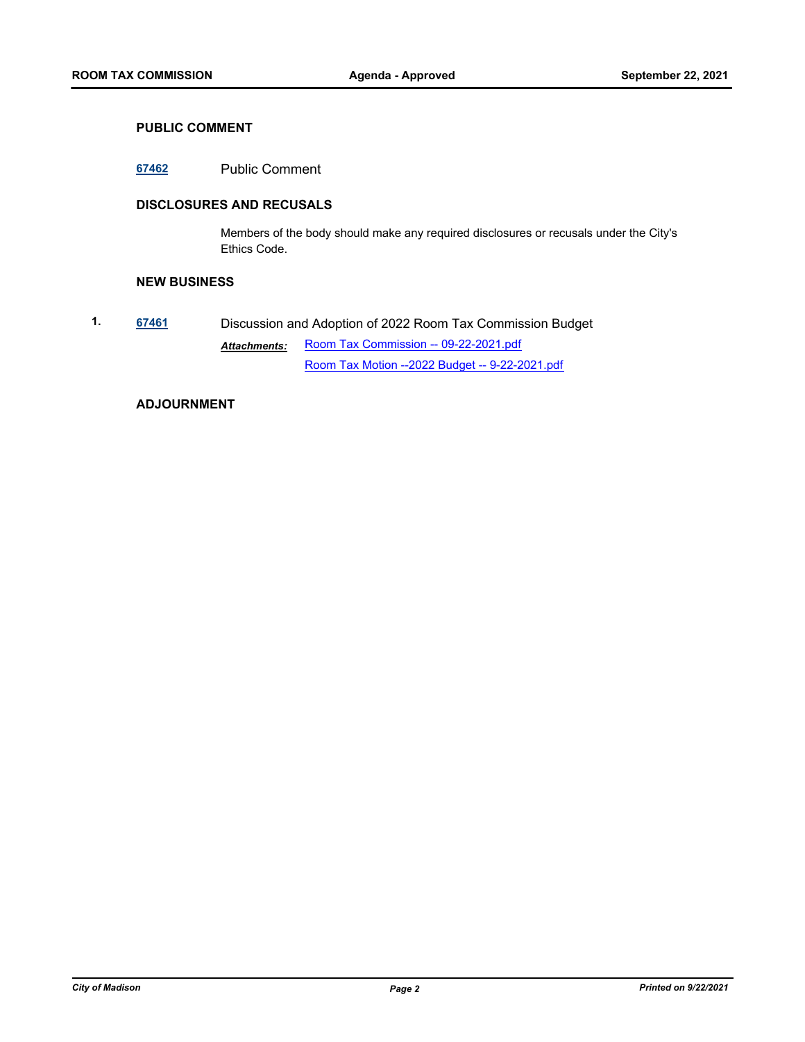## PUBLIC COMMENT

**67462** Public Comment

## DISCLOSURES AND RECUSALS

Members of the body should make any required disclosures or recusals under the City's Ethics Code.

## NEW BUSINESS

1. **67461** Discussion and Adoption of 2022 Room Tax Commission Budget

   ***Attachments:*** Room Tax Commission -- 09-22-2021.pdf
   Room Tax Motion --2022 Budget -- 9-22-2021.pdf

## ADJOURNMENT